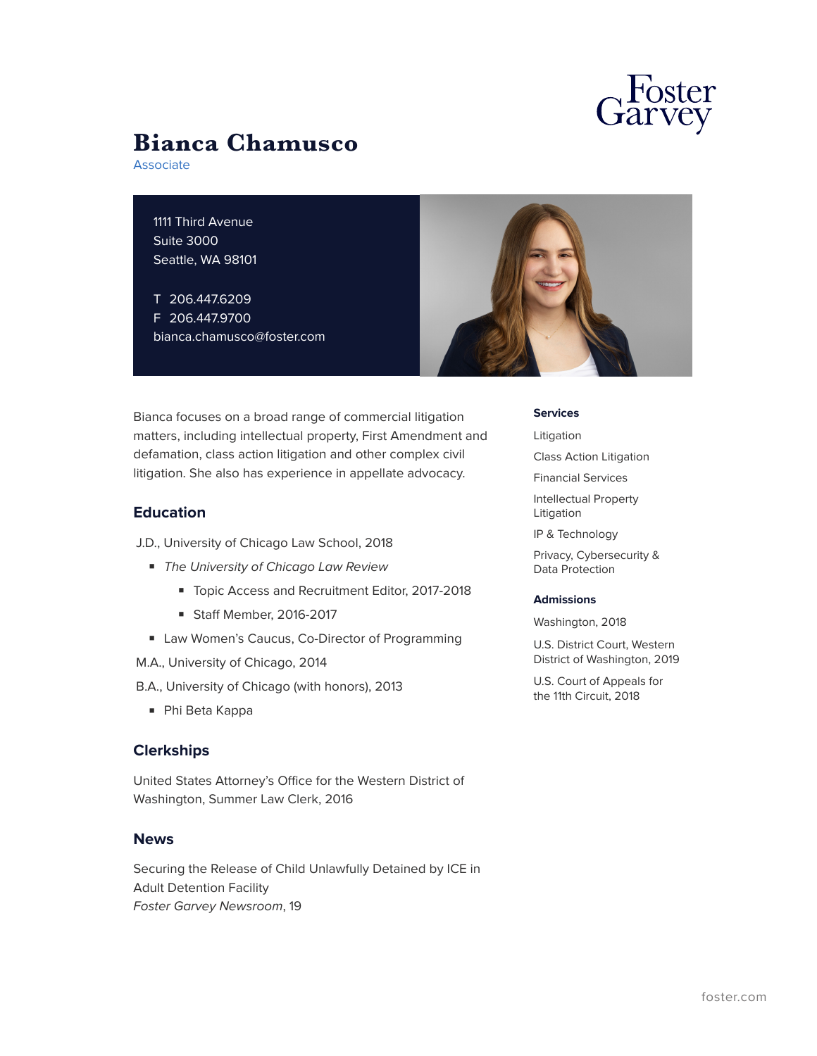# Bianca Chamusco

Associate

1111 Third Avenue
Suite 3000
Seattle, WA 98101

T 206.447.6209
F 206.447.9700
bianca.chamusco@foster.com

Bianca focuses on a broad range of commercial litigation matters, including intellectual property, First Amendment and defamation, class action litigation and other complex civil litigation. She also has experience in appellate advocacy.

## Education

J.D., University of Chicago Law School, 2018

- *The University of Chicago Law Review*
  - Topic Access and Recruitment Editor, 2017-2018
  - Staff Member, 2016-2017
- Law Women's Caucus, Co-Director of Programming

M.A., University of Chicago, 2014

B.A., University of Chicago (with honors), 2013

- Phi Beta Kappa

## Clerkships

United States Attorney's Office for the Western District of Washington, Summer Law Clerk, 2016

## News

Securing the Release of Child Unlawfully Detained by ICE in Adult Detention Facility
*Foster Garvey Newsroom*, 19

### Services

Litigation

Class Action Litigation

Financial Services

Intellectual Property Litigation

IP & Technology

Privacy, Cybersecurity & Data Protection

### Admissions

Washington, 2018

U.S. District Court, Western District of Washington, 2019

U.S. Court of Appeals for the 11th Circuit, 2018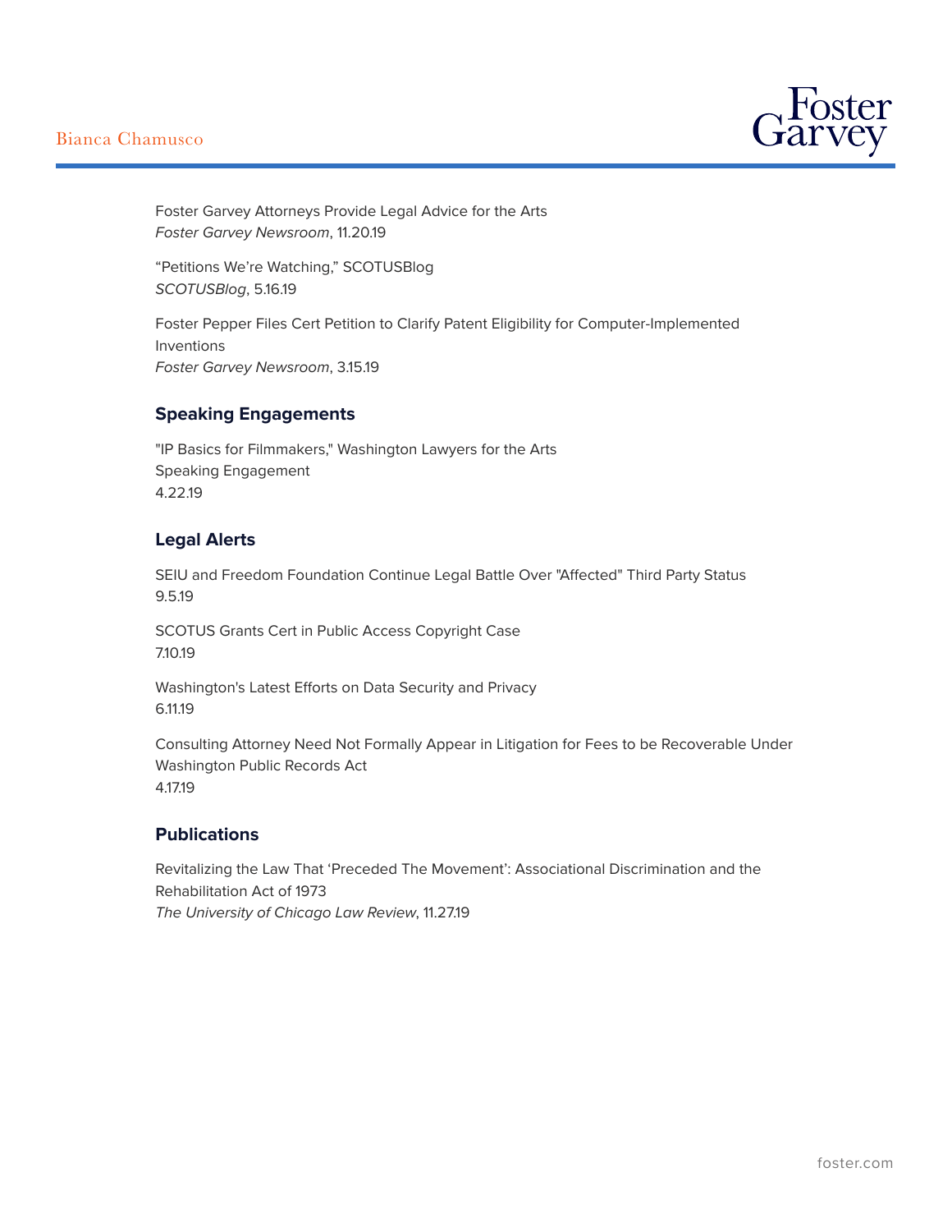Foster Garvey Attorneys Provide Legal Advice for the Arts
*Foster Garvey Newsroom*, 11.20.19

"Petitions We're Watching," SCOTUSBlog
*SCOTUSBlog*, 5.16.19

Foster Pepper Files Cert Petition to Clarify Patent Eligibility for Computer-Implemented Inventions
*Foster Garvey Newsroom*, 3.15.19

### Speaking Engagements

"IP Basics for Filmmakers," Washington Lawyers for the Arts
Speaking Engagement
4.22.19

### Legal Alerts

SEIU and Freedom Foundation Continue Legal Battle Over "Affected" Third Party Status
9.5.19

SCOTUS Grants Cert in Public Access Copyright Case
7.10.19

Washington's Latest Efforts on Data Security and Privacy
6.11.19

Consulting Attorney Need Not Formally Appear in Litigation for Fees to be Recoverable Under Washington Public Records Act
4.17.19

### Publications

Revitalizing the Law That 'Preceded The Movement': Associational Discrimination and the Rehabilitation Act of 1973
*The University of Chicago Law Review*, 11.27.19